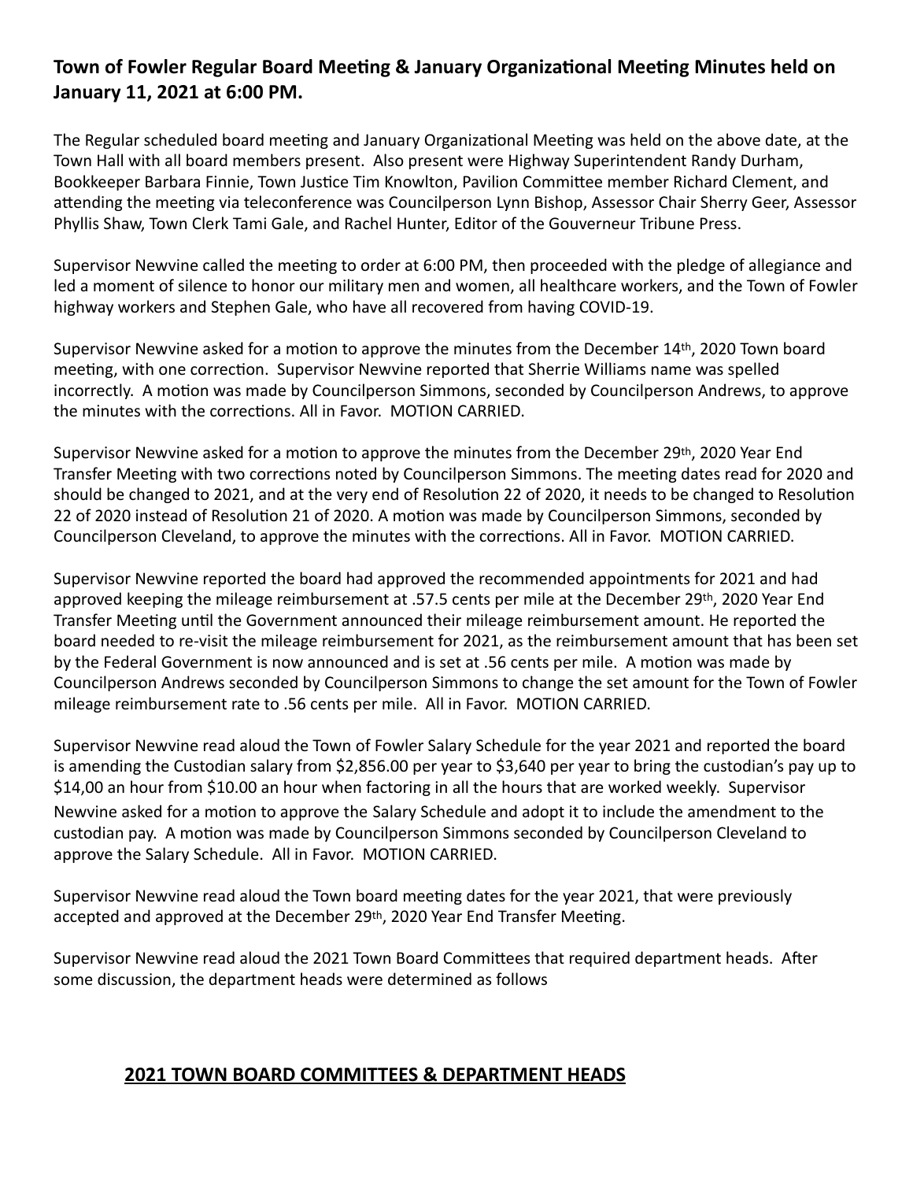**Town of Fowler Regular Board Meeting & January Organizational Meeting Minutes held on January 11, 2021 at 6:00 PM.**

The Regular scheduled board meeting and January Organizational Meeting was held on the above date, at the Town Hall with all board members present. Also present were Highway Superintendent Randy Durham, Bookkeeper Barbara Finnie, Town Justice Tim Knowlton, Pavilion Committee member Richard Clement, and attending the meeting via teleconference was Councilperson Lynn Bishop, Assessor Chair Sherry Geer, Assessor Phyllis Shaw, Town Clerk Tami Gale, and Rachel Hunter, Editor of the Gouverneur Tribune Press.

Supervisor Newvine called the meeting to order at 6:00 PM, then proceeded with the pledge of allegiance and led a moment of silence to honor our military men and women, all healthcare workers, and the Town of Fowler highway workers and Stephen Gale, who have all recovered from having COVID-19.

Supervisor Newvine asked for a motion to approve the minutes from the December 14th, 2020 Town board meeting, with one correction. Supervisor Newvine reported that Sherrie Williams name was spelled incorrectly. A motion was made by Councilperson Simmons, seconded by Councilperson Andrews, to approve the minutes with the corrections. All in Favor. MOTION CARRIED.

Supervisor Newvine asked for a motion to approve the minutes from the December 29th, 2020 Year End Transfer Meeting with two corrections noted by Councilperson Simmons. The meeting dates read for 2020 and should be changed to 2021, and at the very end of Resolution 22 of 2020, it needs to be changed to Resolution 22 of 2020 instead of Resolution 21 of 2020. A motion was made by Councilperson Simmons, seconded by Councilperson Cleveland, to approve the minutes with the corrections. All in Favor. MOTION CARRIED.

Supervisor Newvine reported the board had approved the recommended appointments for 2021 and had approved keeping the mileage reimbursement at .57.5 cents per mile at the December 29th, 2020 Year End Transfer Meeting until the Government announced their mileage reimbursement amount. He reported the board needed to re-visit the mileage reimbursement for 2021, as the reimbursement amount that has been set by the Federal Government is now announced and is set at .56 cents per mile. A motion was made by Councilperson Andrews seconded by Councilperson Simmons to change the set amount for the Town of Fowler mileage reimbursement rate to .56 cents per mile. All in Favor. MOTION CARRIED.

Supervisor Newvine read aloud the Town of Fowler Salary Schedule for the year 2021 and reported the board is amending the Custodian salary from $2,856.00 per year to $3,640 per year to bring the custodian's pay up to $14,00 an hour from $10.00 an hour when factoring in all the hours that are worked weekly. Supervisor Newvine asked for a motion to approve the Salary Schedule and adopt it to include the amendment to the custodian pay. A motion was made by Councilperson Simmons seconded by Councilperson Cleveland to approve the Salary Schedule. All in Favor. MOTION CARRIED.

Supervisor Newvine read aloud the Town board meeting dates for the year 2021, that were previously accepted and approved at the December 29th, 2020 Year End Transfer Meeting.

Supervisor Newvine read aloud the 2021 Town Board Committees that required department heads. After some discussion, the department heads were determined as follows

## 2021 TOWN BOARD COMMITTEES & DEPARTMENT HEADS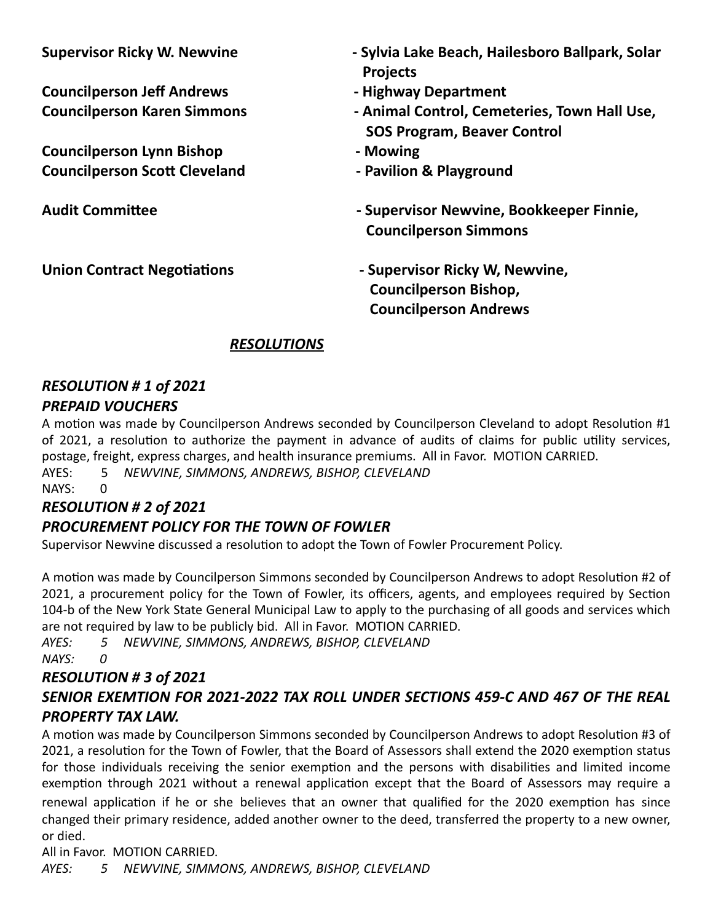**Supervisor Ricky W. Newvine** - **Sylvia Lake Beach, Hailesboro Ballpark, Solar Projects**

**Councilperson Jeff Andrews** - **Highway Department**

**Councilperson Karen Simmons** - **Animal Control, Cemeteries, Town Hall Use, SOS Program, Beaver Control**

**Councilperson Lynn Bishop** - **Mowing**

**Councilperson Scott Cleveland** - **Pavilion & Playground**

**Audit Committee** - **Supervisor Newvine, Bookkeeper Finnie, Councilperson Simmons**

**Union Contract Negotiations** - **Supervisor Ricky W, Newvine, Councilperson Bishop, Councilperson Andrews**

## ***RESOLUTIONS***

### ***RESOLUTION # 1 of 2021***
### ***PREPAID VOUCHERS***

A motion was made by Councilperson Andrews seconded by Councilperson Cleveland to adopt Resolution #1 of 2021, a resolution to authorize the payment in advance of audits of claims for public utility services, postage, freight, express charges, and health insurance premiums. All in Favor. MOTION CARRIED.

AYES: 5 *NEWVINE, SIMMONS, ANDREWS, BISHOP, CLEVELAND*
NAYS: 0

### ***RESOLUTION # 2 of 2021***
### ***PROCUREMENT POLICY FOR THE TOWN OF FOWLER***

Supervisor Newvine discussed a resolution to adopt the Town of Fowler Procurement Policy.

A motion was made by Councilperson Simmons seconded by Councilperson Andrews to adopt Resolution #2 of 2021, a procurement policy for the Town of Fowler, its officers, agents, and employees required by Section 104-b of the New York State General Municipal Law to apply to the purchasing of all goods and services which are not required by law to be publicly bid. All in Favor. MOTION CARRIED.

*AYES: 5 NEWVINE, SIMMONS, ANDREWS, BISHOP, CLEVELAND*
*NAYS: 0*

### ***RESOLUTION # 3 of 2021***
### ***SENIOR EXEMTION FOR 2021-2022 TAX ROLL UNDER SECTIONS 459-C AND 467 OF THE REAL PROPERTY TAX LAW.***

A motion was made by Councilperson Simmons seconded by Councilperson Andrews to adopt Resolution #3 of 2021, a resolution for the Town of Fowler, that the Board of Assessors shall extend the 2020 exemption status for those individuals receiving the senior exemption and the persons with disabilities and limited income exemption through 2021 without a renewal application except that the Board of Assessors may require a renewal application if he or she believes that an owner that qualified for the 2020 exemption has since changed their primary residence, added another owner to the deed, transferred the property to a new owner, or died.

All in Favor. MOTION CARRIED.

*AYES: 5 NEWVINE, SIMMONS, ANDREWS, BISHOP, CLEVELAND*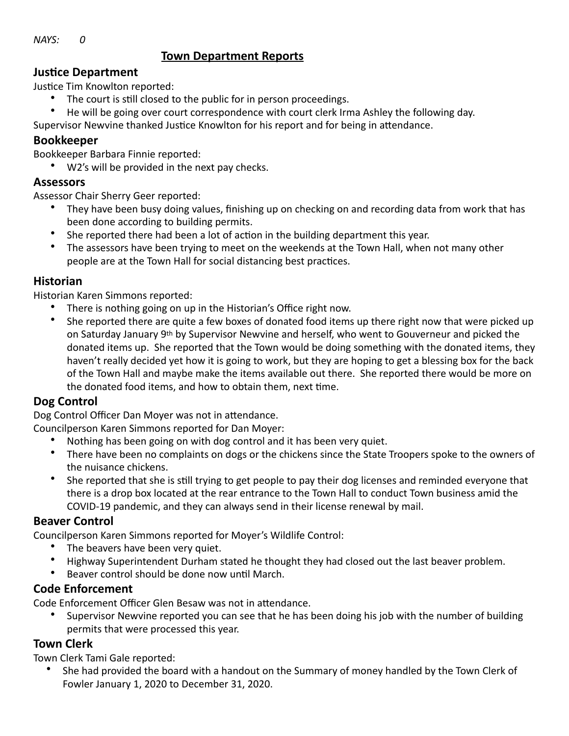*NAYS: 0*

## Town Department Reports

### Justice Department

Justice Tim Knowlton reported:

- The court is still closed to the public for in person proceedings.
- He will be going over court correspondence with court clerk Irma Ashley the following day.

Supervisor Newvine thanked Justice Knowlton for his report and for being in attendance.

### Bookkeeper

Bookkeeper Barbara Finnie reported:

- W2's will be provided in the next pay checks.

### Assessors

Assessor Chair Sherry Geer reported:

- They have been busy doing values, finishing up on checking on and recording data from work that has been done according to building permits.
- She reported there had been a lot of action in the building department this year.
- The assessors have been trying to meet on the weekends at the Town Hall, when not many other people are at the Town Hall for social distancing best practices.

### Historian

Historian Karen Simmons reported:

- There is nothing going on up in the Historian's Office right now.
- She reported there are quite a few boxes of donated food items up there right now that were picked up on Saturday January 9th by Supervisor Newvine and herself, who went to Gouverneur and picked the donated items up. She reported that the Town would be doing something with the donated items, they haven't really decided yet how it is going to work, but they are hoping to get a blessing box for the back of the Town Hall and maybe make the items available out there. She reported there would be more on the donated food items, and how to obtain them, next time.

### Dog Control

Dog Control Officer Dan Moyer was not in attendance.

Councilperson Karen Simmons reported for Dan Moyer:

- Nothing has been going on with dog control and it has been very quiet.
- There have been no complaints on dogs or the chickens since the State Troopers spoke to the owners of the nuisance chickens.
- She reported that she is still trying to get people to pay their dog licenses and reminded everyone that there is a drop box located at the rear entrance to the Town Hall to conduct Town business amid the COVID-19 pandemic, and they can always send in their license renewal by mail.

### Beaver Control

Councilperson Karen Simmons reported for Moyer's Wildlife Control:

- The beavers have been very quiet.
- Highway Superintendent Durham stated he thought they had closed out the last beaver problem.
- Beaver control should be done now until March.

### Code Enforcement

Code Enforcement Officer Glen Besaw was not in attendance.

- Supervisor Newvine reported you can see that he has been doing his job with the number of building permits that were processed this year.

### Town Clerk

Town Clerk Tami Gale reported:

- She had provided the board with a handout on the Summary of money handled by the Town Clerk of Fowler January 1, 2020 to December 31, 2020.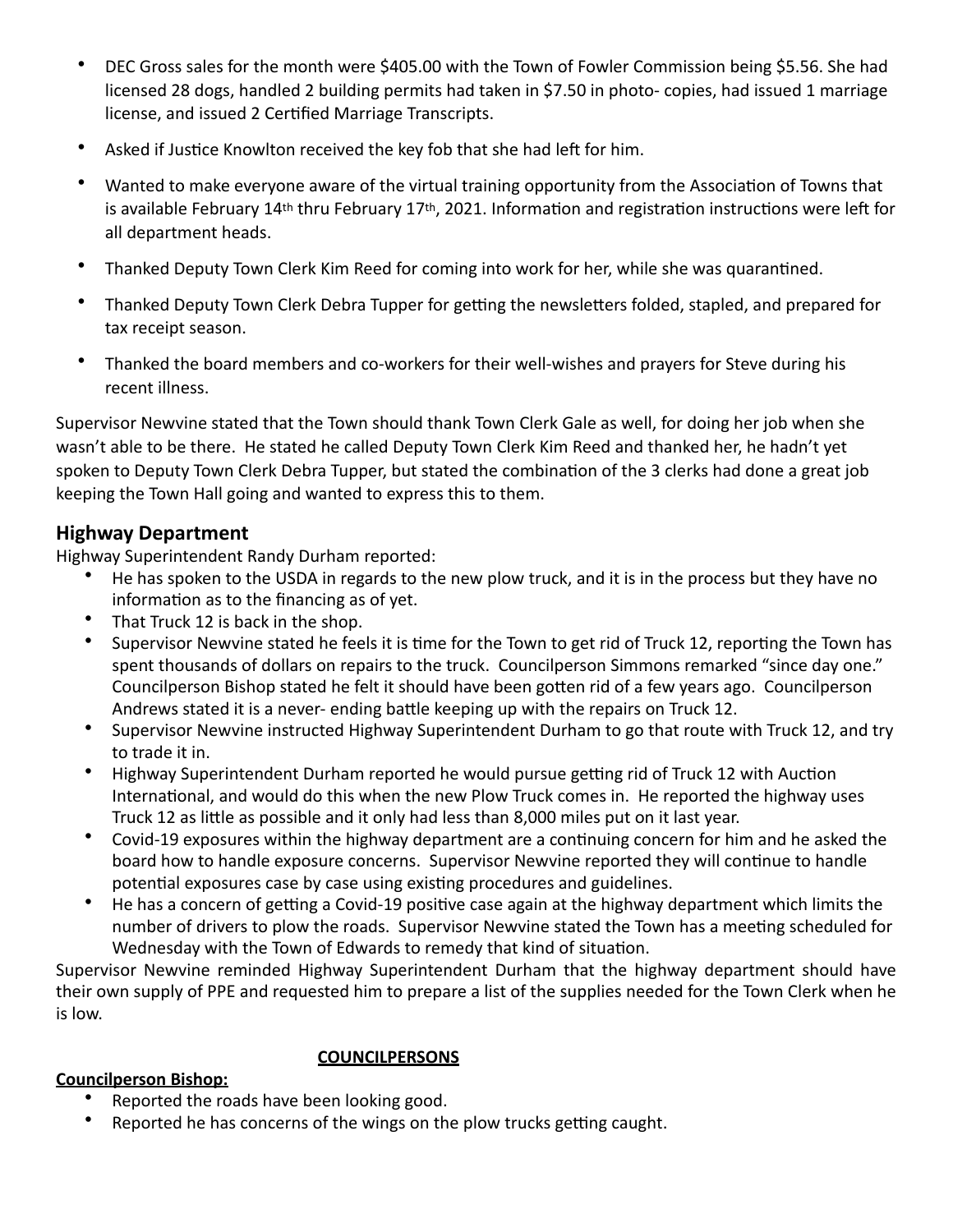- DEC Gross sales for the month were $405.00 with the Town of Fowler Commission being $5.56. She had licensed 28 dogs, handled 2 building permits had taken in $7.50 in photo- copies, had issued 1 marriage license, and issued 2 Certified Marriage Transcripts.
- Asked if Justice Knowlton received the key fob that she had left for him.
- Wanted to make everyone aware of the virtual training opportunity from the Association of Towns that is available February 14th thru February 17th, 2021. Information and registration instructions were left for all department heads.
- Thanked Deputy Town Clerk Kim Reed for coming into work for her, while she was quarantined.
- Thanked Deputy Town Clerk Debra Tupper for getting the newsletters folded, stapled, and prepared for tax receipt season.
- Thanked the board members and co-workers for their well-wishes and prayers for Steve during his recent illness.

Supervisor Newvine stated that the Town should thank Town Clerk Gale as well, for doing her job when she wasn't able to be there. He stated he called Deputy Town Clerk Kim Reed and thanked her, he hadn't yet spoken to Deputy Town Clerk Debra Tupper, but stated the combination of the 3 clerks had done a great job keeping the Town Hall going and wanted to express this to them.

## Highway Department

Highway Superintendent Randy Durham reported:

- He has spoken to the USDA in regards to the new plow truck, and it is in the process but they have no information as to the financing as of yet.
- That Truck 12 is back in the shop.
- Supervisor Newvine stated he feels it is time for the Town to get rid of Truck 12, reporting the Town has spent thousands of dollars on repairs to the truck. Councilperson Simmons remarked "since day one." Councilperson Bishop stated he felt it should have been gotten rid of a few years ago. Councilperson Andrews stated it is a never- ending battle keeping up with the repairs on Truck 12.
- Supervisor Newvine instructed Highway Superintendent Durham to go that route with Truck 12, and try to trade it in.
- Highway Superintendent Durham reported he would pursue getting rid of Truck 12 with Auction International, and would do this when the new Plow Truck comes in. He reported the highway uses Truck 12 as little as possible and it only had less than 8,000 miles put on it last year.
- Covid-19 exposures within the highway department are a continuing concern for him and he asked the board how to handle exposure concerns. Supervisor Newvine reported they will continue to handle potential exposures case by case using existing procedures and guidelines.
- He has a concern of getting a Covid-19 positive case again at the highway department which limits the number of drivers to plow the roads. Supervisor Newvine stated the Town has a meeting scheduled for Wednesday with the Town of Edwards to remedy that kind of situation.

Supervisor Newvine reminded Highway Superintendent Durham that the highway department should have their own supply of PPE and requested him to prepare a list of the supplies needed for the Town Clerk when he is low.

**COUNCILPERSONS**

**Councilperson Bishop:**

- Reported the roads have been looking good.
- Reported he has concerns of the wings on the plow trucks getting caught.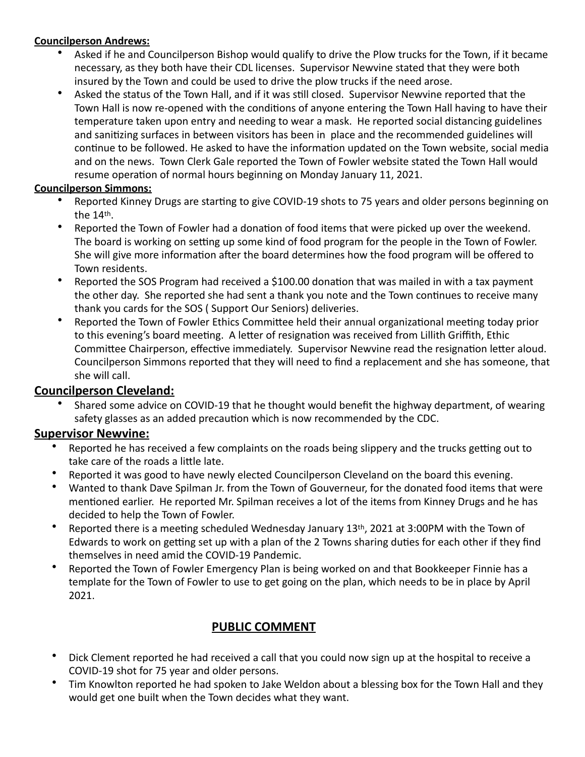**Councilperson Andrews:**

- Asked if he and Councilperson Bishop would qualify to drive the Plow trucks for the Town, if it became necessary, as they both have their CDL licenses. Supervisor Newvine stated that they were both insured by the Town and could be used to drive the plow trucks if the need arose.
- Asked the status of the Town Hall, and if it was still closed. Supervisor Newvine reported that the Town Hall is now re-opened with the conditions of anyone entering the Town Hall having to have their temperature taken upon entry and needing to wear a mask. He reported social distancing guidelines and sanitizing surfaces in between visitors has been in place and the recommended guidelines will continue to be followed. He asked to have the information updated on the Town website, social media and on the news. Town Clerk Gale reported the Town of Fowler website stated the Town Hall would resume operation of normal hours beginning on Monday January 11, 2021.

**Councilperson Simmons:**

- Reported Kinney Drugs are starting to give COVID-19 shots to 75 years and older persons beginning on the 14th.
- Reported the Town of Fowler had a donation of food items that were picked up over the weekend. The board is working on setting up some kind of food program for the people in the Town of Fowler. She will give more information after the board determines how the food program will be offered to Town residents.
- Reported the SOS Program had received a $100.00 donation that was mailed in with a tax payment the other day. She reported she had sent a thank you note and the Town continues to receive many thank you cards for the SOS ( Support Our Seniors) deliveries.
- Reported the Town of Fowler Ethics Committee held their annual organizational meeting today prior to this evening's board meeting. A letter of resignation was received from Lillith Griffith, Ethic Committee Chairperson, effective immediately. Supervisor Newvine read the resignation letter aloud. Councilperson Simmons reported that they will need to find a replacement and she has someone, that she will call.

## **Councilperson Cleveland:**

- Shared some advice on COVID-19 that he thought would benefit the highway department, of wearing safety glasses as an added precaution which is now recommended by the CDC.

## **Supervisor Newvine:**

- Reported he has received a few complaints on the roads being slippery and the trucks getting out to take care of the roads a little late.
- Reported it was good to have newly elected Councilperson Cleveland on the board this evening.
- Wanted to thank Dave Spilman Jr. from the Town of Gouverneur, for the donated food items that were mentioned earlier. He reported Mr. Spilman receives a lot of the items from Kinney Drugs and he has decided to help the Town of Fowler.
- Reported there is a meeting scheduled Wednesday January 13th, 2021 at 3:00PM with the Town of Edwards to work on getting set up with a plan of the 2 Towns sharing duties for each other if they find themselves in need amid the COVID-19 Pandemic.
- Reported the Town of Fowler Emergency Plan is being worked on and that Bookkeeper Finnie has a template for the Town of Fowler to use to get going on the plan, which needs to be in place by April 2021.

## **PUBLIC COMMENT**

- Dick Clement reported he had received a call that you could now sign up at the hospital to receive a COVID-19 shot for 75 year and older persons.
- Tim Knowlton reported he had spoken to Jake Weldon about a blessing box for the Town Hall and they would get one built when the Town decides what they want.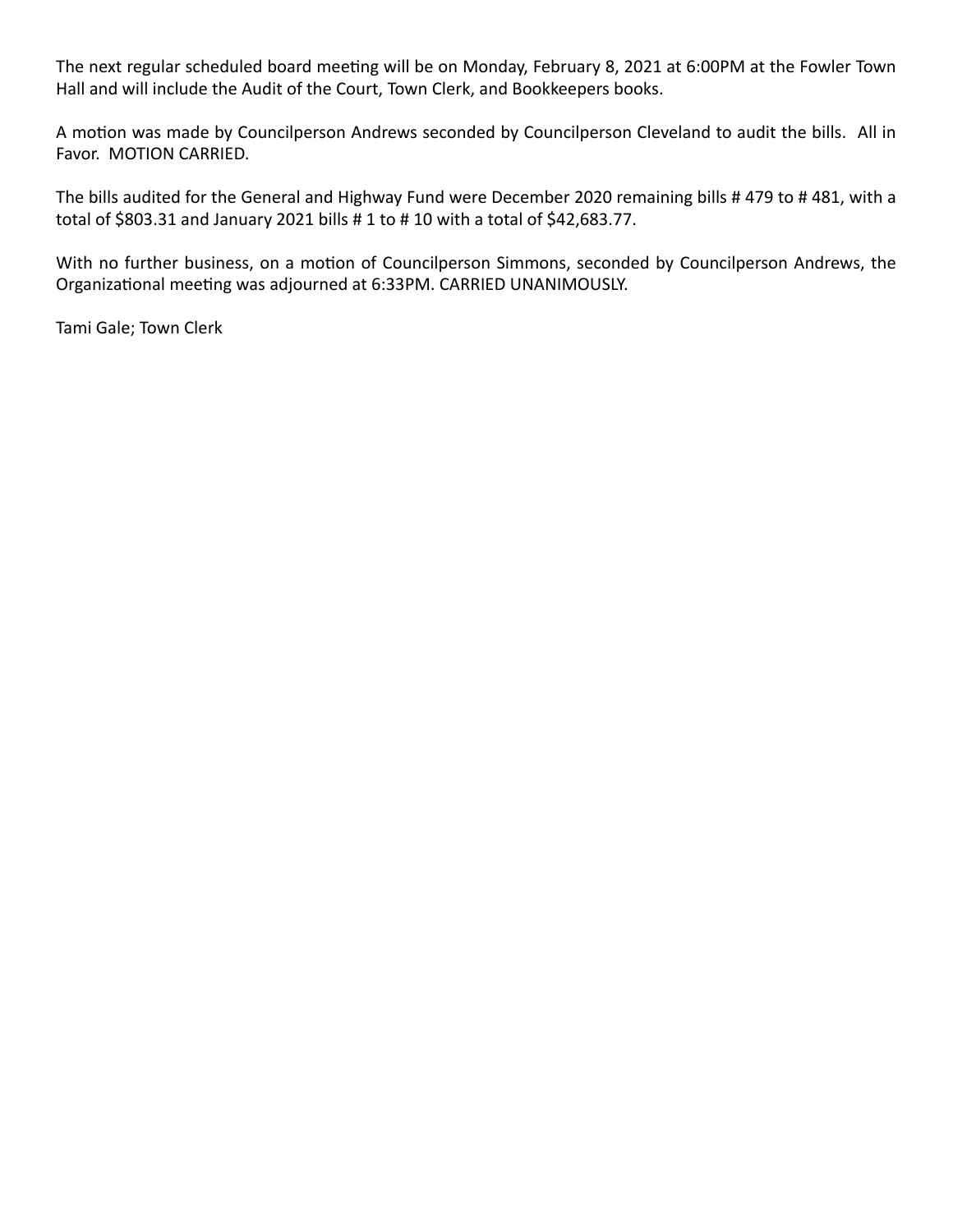The next regular scheduled board meeting will be on Monday, February 8, 2021 at 6:00PM at the Fowler Town Hall and will include the Audit of the Court, Town Clerk, and Bookkeepers books.

A motion was made by Councilperson Andrews seconded by Councilperson Cleveland to audit the bills. All in Favor. MOTION CARRIED.

The bills audited for the General and Highway Fund were December 2020 remaining bills # 479 to # 481, with a total of $803.31 and January 2021 bills # 1 to # 10 with a total of $42,683.77.

With no further business, on a motion of Councilperson Simmons, seconded by Councilperson Andrews, the Organizational meeting was adjourned at 6:33PM. CARRIED UNANIMOUSLY.

Tami Gale; Town Clerk